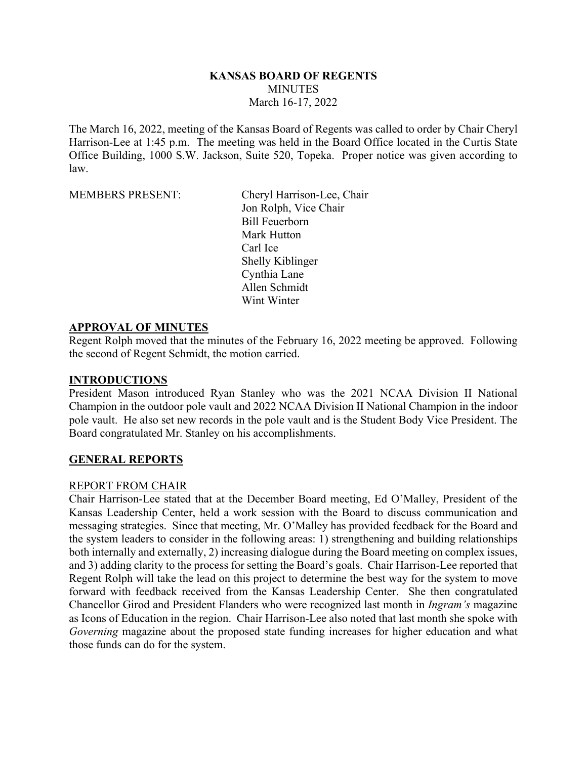# KANSAS BOARD OF REGENTS

MINUTES

March 16-17, 2022

The March 16, 2022, meeting of the Kansas Board of Regents was called to order by Chair Cheryl Harrison-Lee at 1:45 p.m. The meeting was held in the Board Office located in the Curtis State Office Building, 1000 S.W. Jackson, Suite 520, Topeka. Proper notice was given according to law.

MEMBERS PRESENT:

Cheryl Harrison-Lee, Chair
Jon Rolph, Vice Chair
Bill Feuerborn
Mark Hutton
Carl Ice
Shelly Kiblinger
Cynthia Lane
Allen Schmidt
Wint Winter

## APPROVAL OF MINUTES

Regent Rolph moved that the minutes of the February 16, 2022 meeting be approved. Following the second of Regent Schmidt, the motion carried.

## INTRODUCTIONS

President Mason introduced Ryan Stanley who was the 2021 NCAA Division II National Champion in the outdoor pole vault and 2022 NCAA Division II National Champion in the indoor pole vault. He also set new records in the pole vault and is the Student Body Vice President. The Board congratulated Mr. Stanley on his accomplishments.

## GENERAL REPORTS

### REPORT FROM CHAIR

Chair Harrison-Lee stated that at the December Board meeting, Ed O'Malley, President of the Kansas Leadership Center, held a work session with the Board to discuss communication and messaging strategies. Since that meeting, Mr. O'Malley has provided feedback for the Board and the system leaders to consider in the following areas: 1) strengthening and building relationships both internally and externally, 2) increasing dialogue during the Board meeting on complex issues, and 3) adding clarity to the process for setting the Board's goals. Chair Harrison-Lee reported that Regent Rolph will take the lead on this project to determine the best way for the system to move forward with feedback received from the Kansas Leadership Center. She then congratulated Chancellor Girod and President Flanders who were recognized last month in *Ingram's* magazine as Icons of Education in the region. Chair Harrison-Lee also noted that last month she spoke with *Governing* magazine about the proposed state funding increases for higher education and what those funds can do for the system.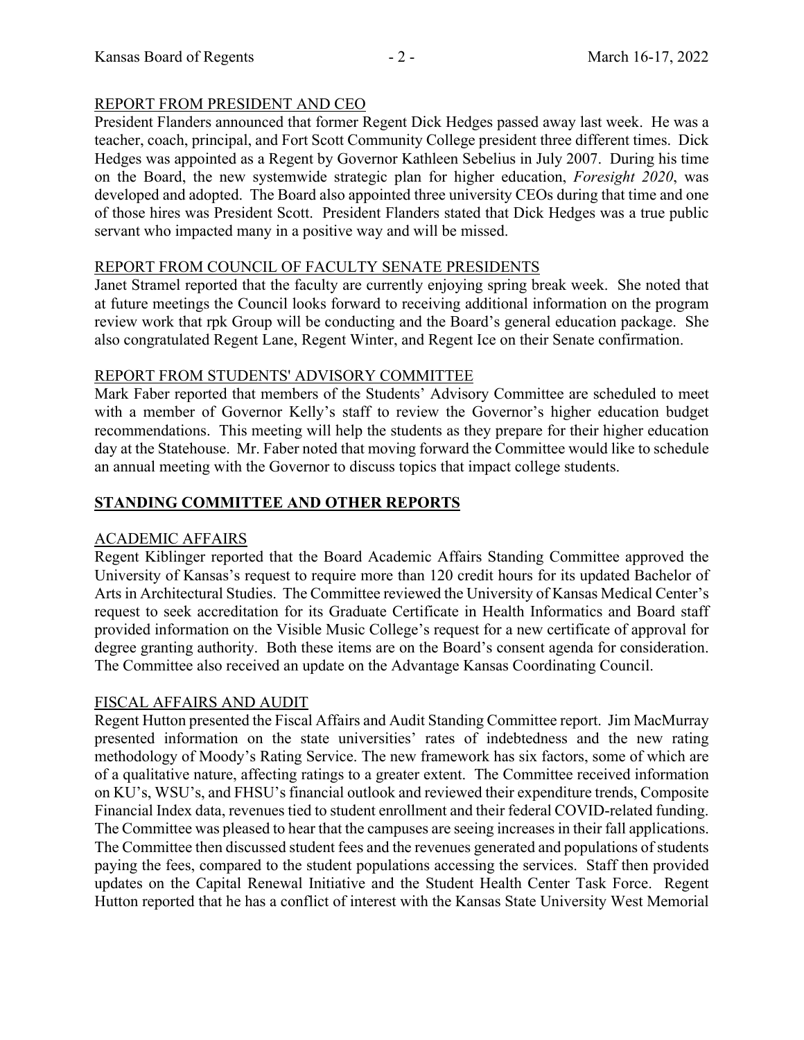## REPORT FROM PRESIDENT AND CEO

President Flanders announced that former Regent Dick Hedges passed away last week. He was a teacher, coach, principal, and Fort Scott Community College president three different times. Dick Hedges was appointed as a Regent by Governor Kathleen Sebelius in July 2007. During his time on the Board, the new systemwide strategic plan for higher education, *Foresight 2020*, was developed and adopted. The Board also appointed three university CEOs during that time and one of those hires was President Scott. President Flanders stated that Dick Hedges was a true public servant who impacted many in a positive way and will be missed.

## REPORT FROM COUNCIL OF FACULTY SENATE PRESIDENTS

Janet Stramel reported that the faculty are currently enjoying spring break week. She noted that at future meetings the Council looks forward to receiving additional information on the program review work that rpk Group will be conducting and the Board's general education package. She also congratulated Regent Lane, Regent Winter, and Regent Ice on their Senate confirmation.

## REPORT FROM STUDENTS' ADVISORY COMMITTEE

Mark Faber reported that members of the Students' Advisory Committee are scheduled to meet with a member of Governor Kelly's staff to review the Governor's higher education budget recommendations. This meeting will help the students as they prepare for their higher education day at the Statehouse. Mr. Faber noted that moving forward the Committee would like to schedule an annual meeting with the Governor to discuss topics that impact college students.

# STANDING COMMITTEE AND OTHER REPORTS

## ACADEMIC AFFAIRS

Regent Kiblinger reported that the Board Academic Affairs Standing Committee approved the University of Kansas's request to require more than 120 credit hours for its updated Bachelor of Arts in Architectural Studies. The Committee reviewed the University of Kansas Medical Center's request to seek accreditation for its Graduate Certificate in Health Informatics and Board staff provided information on the Visible Music College's request for a new certificate of approval for degree granting authority. Both these items are on the Board's consent agenda for consideration. The Committee also received an update on the Advantage Kansas Coordinating Council.

## FISCAL AFFAIRS AND AUDIT

Regent Hutton presented the Fiscal Affairs and Audit Standing Committee report. Jim MacMurray presented information on the state universities' rates of indebtedness and the new rating methodology of Moody's Rating Service. The new framework has six factors, some of which are of a qualitative nature, affecting ratings to a greater extent. The Committee received information on KU's, WSU's, and FHSU's financial outlook and reviewed their expenditure trends, Composite Financial Index data, revenues tied to student enrollment and their federal COVID-related funding. The Committee was pleased to hear that the campuses are seeing increases in their fall applications. The Committee then discussed student fees and the revenues generated and populations of students paying the fees, compared to the student populations accessing the services. Staff then provided updates on the Capital Renewal Initiative and the Student Health Center Task Force. Regent Hutton reported that he has a conflict of interest with the Kansas State University West Memorial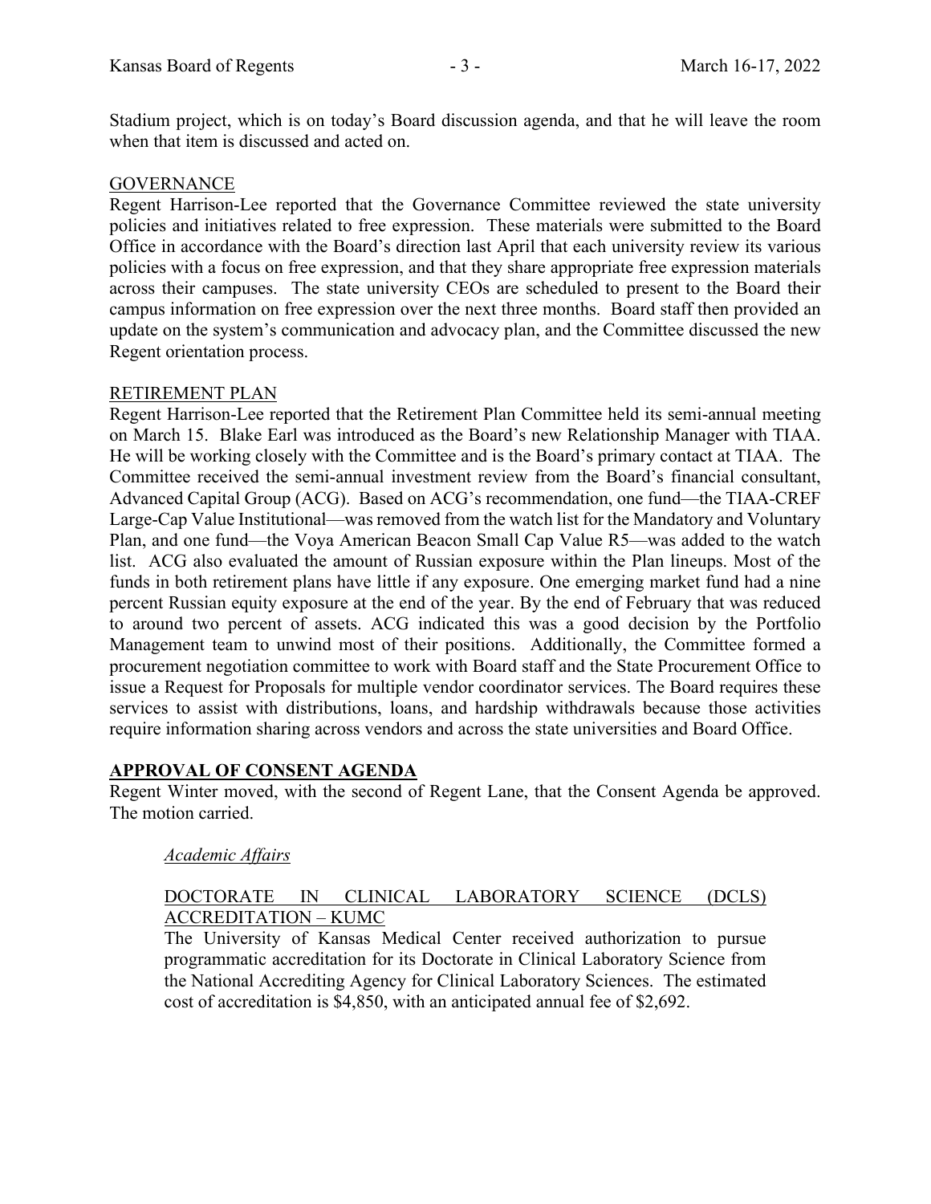Stadium project, which is on today's Board discussion agenda, and that he will leave the room when that item is discussed and acted on.

GOVERNANCE

Regent Harrison-Lee reported that the Governance Committee reviewed the state university policies and initiatives related to free expression. These materials were submitted to the Board Office in accordance with the Board's direction last April that each university review its various policies with a focus on free expression, and that they share appropriate free expression materials across their campuses. The state university CEOs are scheduled to present to the Board their campus information on free expression over the next three months. Board staff then provided an update on the system's communication and advocacy plan, and the Committee discussed the new Regent orientation process.

RETIREMENT PLAN

Regent Harrison-Lee reported that the Retirement Plan Committee held its semi-annual meeting on March 15. Blake Earl was introduced as the Board's new Relationship Manager with TIAA. He will be working closely with the Committee and is the Board's primary contact at TIAA. The Committee received the semi-annual investment review from the Board's financial consultant, Advanced Capital Group (ACG). Based on ACG's recommendation, one fund—the TIAA-CREF Large-Cap Value Institutional—was removed from the watch list for the Mandatory and Voluntary Plan, and one fund—the Voya American Beacon Small Cap Value R5—was added to the watch list. ACG also evaluated the amount of Russian exposure within the Plan lineups. Most of the funds in both retirement plans have little if any exposure. One emerging market fund had a nine percent Russian equity exposure at the end of the year. By the end of February that was reduced to around two percent of assets. ACG indicated this was a good decision by the Portfolio Management team to unwind most of their positions. Additionally, the Committee formed a procurement negotiation committee to work with Board staff and the State Procurement Office to issue a Request for Proposals for multiple vendor coordinator services. The Board requires these services to assist with distributions, loans, and hardship withdrawals because those activities require information sharing across vendors and across the state universities and Board Office.

## APPROVAL OF CONSENT AGENDA

Regent Winter moved, with the second of Regent Lane, that the Consent Agenda be approved. The motion carried.

*Academic Affairs*

DOCTORATE IN CLINICAL LABORATORY SCIENCE (DCLS) ACCREDITATION – KUMC

The University of Kansas Medical Center received authorization to pursue programmatic accreditation for its Doctorate in Clinical Laboratory Science from the National Accrediting Agency for Clinical Laboratory Sciences. The estimated cost of accreditation is $4,850, with an anticipated annual fee of $2,692.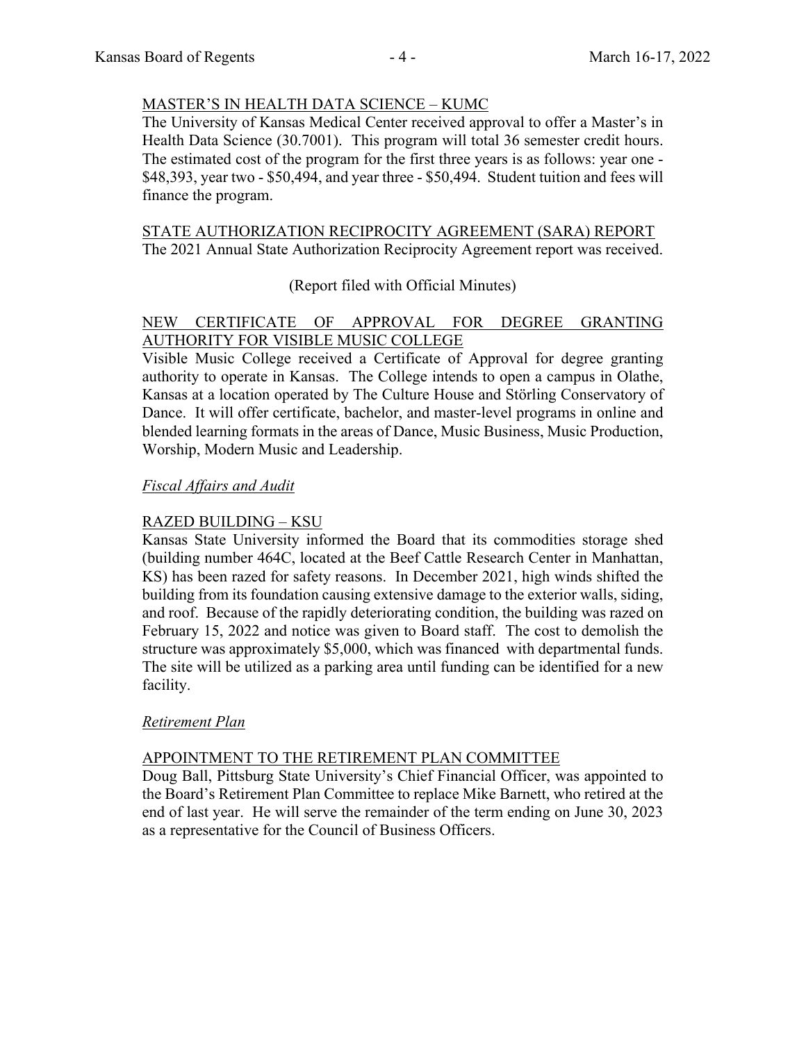MASTER'S IN HEALTH DATA SCIENCE – KUMC

The University of Kansas Medical Center received approval to offer a Master's in Health Data Science (30.7001). This program will total 36 semester credit hours. The estimated cost of the program for the first three years is as follows: year one - $48,393, year two - $50,494, and year three - $50,494. Student tuition and fees will finance the program.

STATE AUTHORIZATION RECIPROCITY AGREEMENT (SARA) REPORT

The 2021 Annual State Authorization Reciprocity Agreement report was received.

(Report filed with Official Minutes)

NEW CERTIFICATE OF APPROVAL FOR DEGREE GRANTING AUTHORITY FOR VISIBLE MUSIC COLLEGE

Visible Music College received a Certificate of Approval for degree granting authority to operate in Kansas. The College intends to open a campus in Olathe, Kansas at a location operated by The Culture House and Störling Conservatory of Dance. It will offer certificate, bachelor, and master-level programs in online and blended learning formats in the areas of Dance, Music Business, Music Production, Worship, Modern Music and Leadership.

*Fiscal Affairs and Audit*

RAZED BUILDING – KSU

Kansas State University informed the Board that its commodities storage shed (building number 464C, located at the Beef Cattle Research Center in Manhattan, KS) has been razed for safety reasons. In December 2021, high winds shifted the building from its foundation causing extensive damage to the exterior walls, siding, and roof. Because of the rapidly deteriorating condition, the building was razed on February 15, 2022 and notice was given to Board staff. The cost to demolish the structure was approximately $5,000, which was financed with departmental funds. The site will be utilized as a parking area until funding can be identified for a new facility.

*Retirement Plan*

APPOINTMENT TO THE RETIREMENT PLAN COMMITTEE

Doug Ball, Pittsburg State University's Chief Financial Officer, was appointed to the Board's Retirement Plan Committee to replace Mike Barnett, who retired at the end of last year. He will serve the remainder of the term ending on June 30, 2023 as a representative for the Council of Business Officers.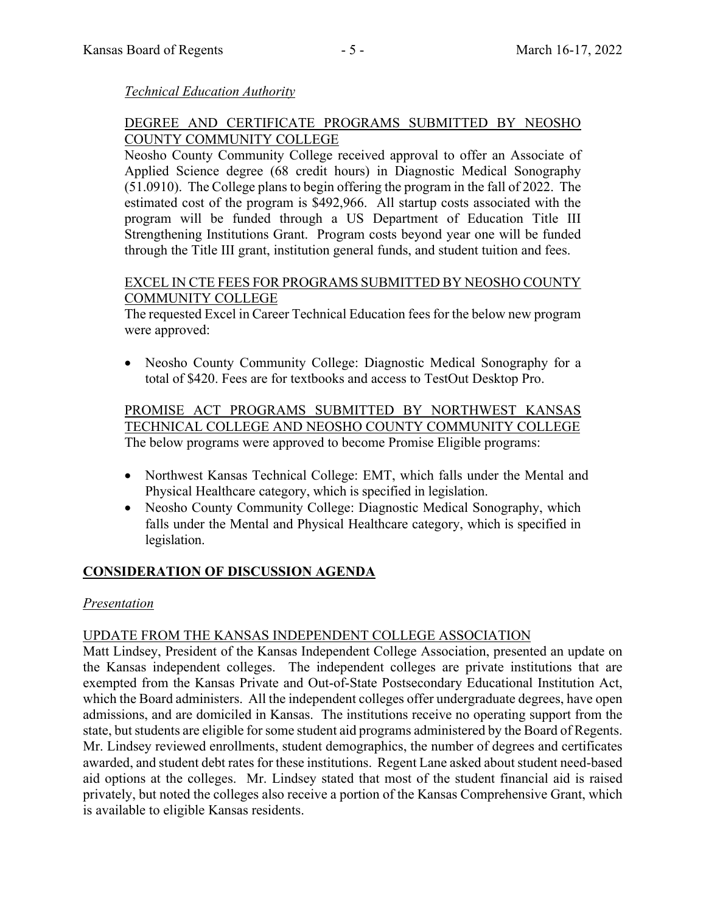*Technical Education Authority*

DEGREE AND CERTIFICATE PROGRAMS SUBMITTED BY NEOSHO COUNTY COMMUNITY COLLEGE

Neosho County Community College received approval to offer an Associate of Applied Science degree (68 credit hours) in Diagnostic Medical Sonography (51.0910). The College plans to begin offering the program in the fall of 2022. The estimated cost of the program is $492,966. All startup costs associated with the program will be funded through a US Department of Education Title III Strengthening Institutions Grant. Program costs beyond year one will be funded through the Title III grant, institution general funds, and student tuition and fees.

EXCEL IN CTE FEES FOR PROGRAMS SUBMITTED BY NEOSHO COUNTY COMMUNITY COLLEGE

The requested Excel in Career Technical Education fees for the below new program were approved:

- Neosho County Community College: Diagnostic Medical Sonography for a total of $420. Fees are for textbooks and access to TestOut Desktop Pro.

PROMISE ACT PROGRAMS SUBMITTED BY NORTHWEST KANSAS TECHNICAL COLLEGE AND NEOSHO COUNTY COMMUNITY COLLEGE

The below programs were approved to become Promise Eligible programs:

- Northwest Kansas Technical College: EMT, which falls under the Mental and Physical Healthcare category, which is specified in legislation.
- Neosho County Community College: Diagnostic Medical Sonography, which falls under the Mental and Physical Healthcare category, which is specified in legislation.

## CONSIDERATION OF DISCUSSION AGENDA

*Presentation*

UPDATE FROM THE KANSAS INDEPENDENT COLLEGE ASSOCIATION

Matt Lindsey, President of the Kansas Independent College Association, presented an update on the Kansas independent colleges. The independent colleges are private institutions that are exempted from the Kansas Private and Out-of-State Postsecondary Educational Institution Act, which the Board administers. All the independent colleges offer undergraduate degrees, have open admissions, and are domiciled in Kansas. The institutions receive no operating support from the state, but students are eligible for some student aid programs administered by the Board of Regents. Mr. Lindsey reviewed enrollments, student demographics, the number of degrees and certificates awarded, and student debt rates for these institutions. Regent Lane asked about student need-based aid options at the colleges. Mr. Lindsey stated that most of the student financial aid is raised privately, but noted the colleges also receive a portion of the Kansas Comprehensive Grant, which is available to eligible Kansas residents.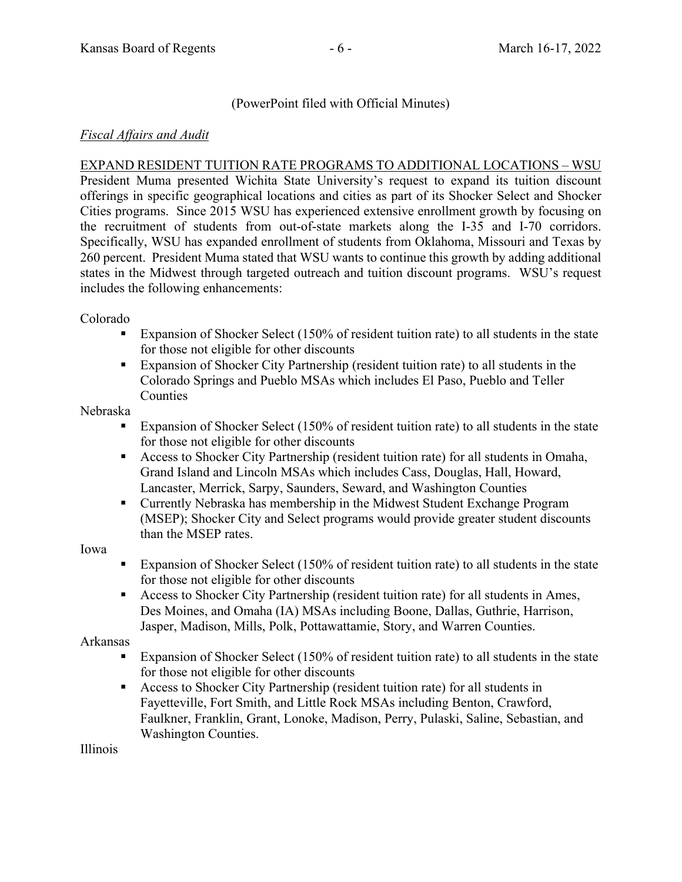(PowerPoint filed with Official Minutes)

*Fiscal Affairs and Audit*

EXPAND RESIDENT TUITION RATE PROGRAMS TO ADDITIONAL LOCATIONS – WSU

President Muma presented Wichita State University's request to expand its tuition discount offerings in specific geographical locations and cities as part of its Shocker Select and Shocker Cities programs. Since 2015 WSU has experienced extensive enrollment growth by focusing on the recruitment of students from out-of-state markets along the I-35 and I-70 corridors. Specifically, WSU has expanded enrollment of students from Oklahoma, Missouri and Texas by 260 percent. President Muma stated that WSU wants to continue this growth by adding additional states in the Midwest through targeted outreach and tuition discount programs. WSU's request includes the following enhancements:

Colorado

- Expansion of Shocker Select (150% of resident tuition rate) to all students in the state for those not eligible for other discounts
- Expansion of Shocker City Partnership (resident tuition rate) to all students in the Colorado Springs and Pueblo MSAs which includes El Paso, Pueblo and Teller Counties

Nebraska

- Expansion of Shocker Select (150% of resident tuition rate) to all students in the state for those not eligible for other discounts
- Access to Shocker City Partnership (resident tuition rate) for all students in Omaha, Grand Island and Lincoln MSAs which includes Cass, Douglas, Hall, Howard, Lancaster, Merrick, Sarpy, Saunders, Seward, and Washington Counties
- Currently Nebraska has membership in the Midwest Student Exchange Program (MSEP); Shocker City and Select programs would provide greater student discounts than the MSEP rates.

Iowa

- Expansion of Shocker Select (150% of resident tuition rate) to all students in the state for those not eligible for other discounts
- Access to Shocker City Partnership (resident tuition rate) for all students in Ames, Des Moines, and Omaha (IA) MSAs including Boone, Dallas, Guthrie, Harrison, Jasper, Madison, Mills, Polk, Pottawattamie, Story, and Warren Counties.

Arkansas

- Expansion of Shocker Select (150% of resident tuition rate) to all students in the state for those not eligible for other discounts
- Access to Shocker City Partnership (resident tuition rate) for all students in Fayetteville, Fort Smith, and Little Rock MSAs including Benton, Crawford, Faulkner, Franklin, Grant, Lonoke, Madison, Perry, Pulaski, Saline, Sebastian, and Washington Counties.

Illinois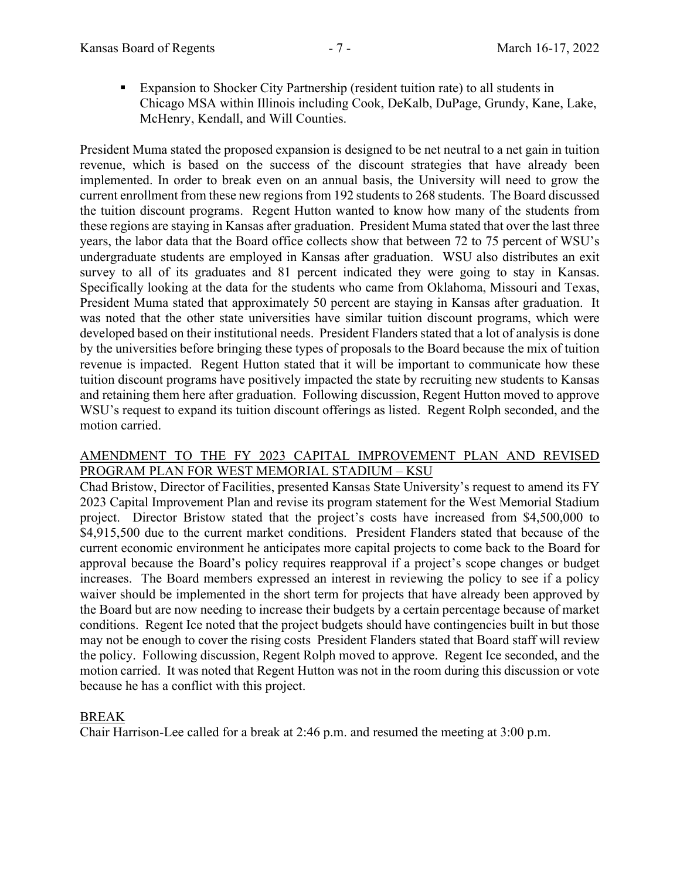- Expansion to Shocker City Partnership (resident tuition rate) to all students in Chicago MSA within Illinois including Cook, DeKalb, DuPage, Grundy, Kane, Lake, McHenry, Kendall, and Will Counties.

President Muma stated the proposed expansion is designed to be net neutral to a net gain in tuition revenue, which is based on the success of the discount strategies that have already been implemented. In order to break even on an annual basis, the University will need to grow the current enrollment from these new regions from 192 students to 268 students. The Board discussed the tuition discount programs. Regent Hutton wanted to know how many of the students from these regions are staying in Kansas after graduation. President Muma stated that over the last three years, the labor data that the Board office collects show that between 72 to 75 percent of WSU's undergraduate students are employed in Kansas after graduation. WSU also distributes an exit survey to all of its graduates and 81 percent indicated they were going to stay in Kansas. Specifically looking at the data for the students who came from Oklahoma, Missouri and Texas, President Muma stated that approximately 50 percent are staying in Kansas after graduation. It was noted that the other state universities have similar tuition discount programs, which were developed based on their institutional needs. President Flanders stated that a lot of analysis is done by the universities before bringing these types of proposals to the Board because the mix of tuition revenue is impacted. Regent Hutton stated that it will be important to communicate how these tuition discount programs have positively impacted the state by recruiting new students to Kansas and retaining them here after graduation. Following discussion, Regent Hutton moved to approve WSU's request to expand its tuition discount offerings as listed. Regent Rolph seconded, and the motion carried.

## AMENDMENT TO THE FY 2023 CAPITAL IMPROVEMENT PLAN AND REVISED PROGRAM PLAN FOR WEST MEMORIAL STADIUM – KSU

Chad Bristow, Director of Facilities, presented Kansas State University's request to amend its FY 2023 Capital Improvement Plan and revise its program statement for the West Memorial Stadium project. Director Bristow stated that the project's costs have increased from $4,500,000 to $4,915,500 due to the current market conditions. President Flanders stated that because of the current economic environment he anticipates more capital projects to come back to the Board for approval because the Board's policy requires reapproval if a project's scope changes or budget increases. The Board members expressed an interest in reviewing the policy to see if a policy waiver should be implemented in the short term for projects that have already been approved by the Board but are now needing to increase their budgets by a certain percentage because of market conditions. Regent Ice noted that the project budgets should have contingencies built in but those may not be enough to cover the rising costs President Flanders stated that Board staff will review the policy. Following discussion, Regent Rolph moved to approve. Regent Ice seconded, and the motion carried. It was noted that Regent Hutton was not in the room during this discussion or vote because he has a conflict with this project.

## BREAK

Chair Harrison-Lee called for a break at 2:46 p.m. and resumed the meeting at 3:00 p.m.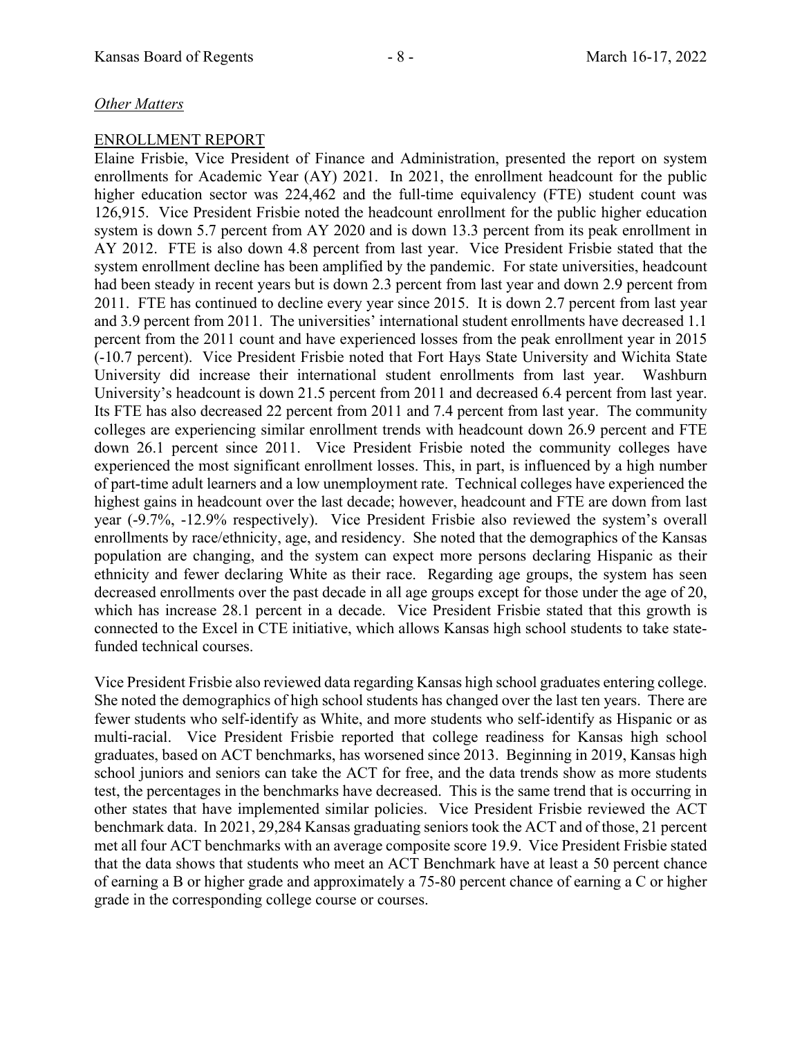*Other Matters*

ENROLLMENT REPORT

Elaine Frisbie, Vice President of Finance and Administration, presented the report on system enrollments for Academic Year (AY) 2021. In 2021, the enrollment headcount for the public higher education sector was 224,462 and the full-time equivalency (FTE) student count was 126,915. Vice President Frisbie noted the headcount enrollment for the public higher education system is down 5.7 percent from AY 2020 and is down 13.3 percent from its peak enrollment in AY 2012. FTE is also down 4.8 percent from last year. Vice President Frisbie stated that the system enrollment decline has been amplified by the pandemic. For state universities, headcount had been steady in recent years but is down 2.3 percent from last year and down 2.9 percent from 2011. FTE has continued to decline every year since 2015. It is down 2.7 percent from last year and 3.9 percent from 2011. The universities' international student enrollments have decreased 1.1 percent from the 2011 count and have experienced losses from the peak enrollment year in 2015 (-10.7 percent). Vice President Frisbie noted that Fort Hays State University and Wichita State University did increase their international student enrollments from last year. Washburn University's headcount is down 21.5 percent from 2011 and decreased 6.4 percent from last year. Its FTE has also decreased 22 percent from 2011 and 7.4 percent from last year. The community colleges are experiencing similar enrollment trends with headcount down 26.9 percent and FTE down 26.1 percent since 2011. Vice President Frisbie noted the community colleges have experienced the most significant enrollment losses. This, in part, is influenced by a high number of part-time adult learners and a low unemployment rate. Technical colleges have experienced the highest gains in headcount over the last decade; however, headcount and FTE are down from last year (-9.7%, -12.9% respectively). Vice President Frisbie also reviewed the system's overall enrollments by race/ethnicity, age, and residency. She noted that the demographics of the Kansas population are changing, and the system can expect more persons declaring Hispanic as their ethnicity and fewer declaring White as their race. Regarding age groups, the system has seen decreased enrollments over the past decade in all age groups except for those under the age of 20, which has increase 28.1 percent in a decade. Vice President Frisbie stated that this growth is connected to the Excel in CTE initiative, which allows Kansas high school students to take state-funded technical courses.

Vice President Frisbie also reviewed data regarding Kansas high school graduates entering college. She noted the demographics of high school students has changed over the last ten years. There are fewer students who self-identify as White, and more students who self-identify as Hispanic or as multi-racial. Vice President Frisbie reported that college readiness for Kansas high school graduates, based on ACT benchmarks, has worsened since 2013. Beginning in 2019, Kansas high school juniors and seniors can take the ACT for free, and the data trends show as more students test, the percentages in the benchmarks have decreased. This is the same trend that is occurring in other states that have implemented similar policies. Vice President Frisbie reviewed the ACT benchmark data. In 2021, 29,284 Kansas graduating seniors took the ACT and of those, 21 percent met all four ACT benchmarks with an average composite score 19.9. Vice President Frisbie stated that the data shows that students who meet an ACT Benchmark have at least a 50 percent chance of earning a B or higher grade and approximately a 75-80 percent chance of earning a C or higher grade in the corresponding college course or courses.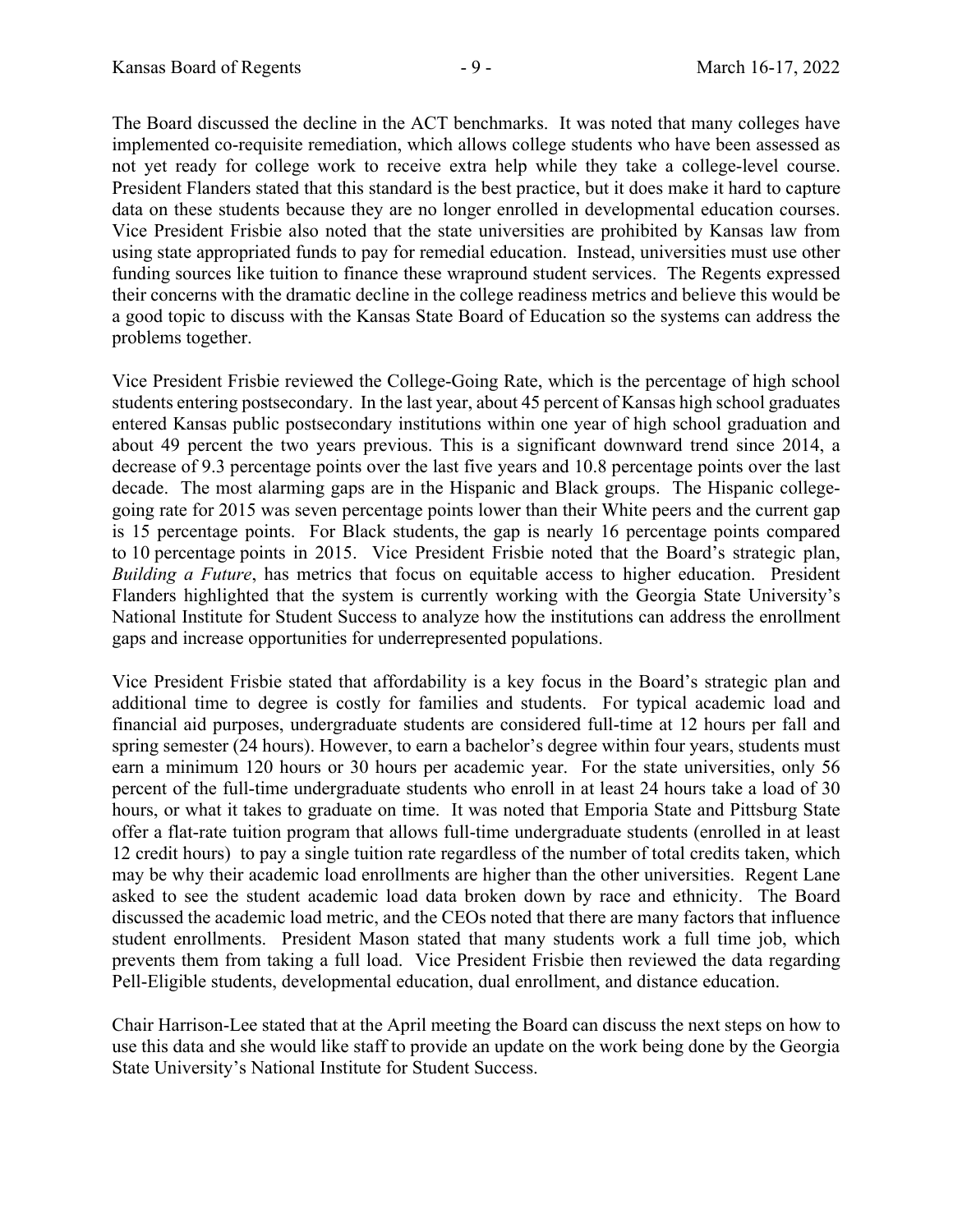The Board discussed the decline in the ACT benchmarks. It was noted that many colleges have implemented co-requisite remediation, which allows college students who have been assessed as not yet ready for college work to receive extra help while they take a college-level course. President Flanders stated that this standard is the best practice, but it does make it hard to capture data on these students because they are no longer enrolled in developmental education courses. Vice President Frisbie also noted that the state universities are prohibited by Kansas law from using state appropriated funds to pay for remedial education. Instead, universities must use other funding sources like tuition to finance these wrapround student services. The Regents expressed their concerns with the dramatic decline in the college readiness metrics and believe this would be a good topic to discuss with the Kansas State Board of Education so the systems can address the problems together.

Vice President Frisbie reviewed the College-Going Rate, which is the percentage of high school students entering postsecondary. In the last year, about 45 percent of Kansas high school graduates entered Kansas public postsecondary institutions within one year of high school graduation and about 49 percent the two years previous. This is a significant downward trend since 2014, a decrease of 9.3 percentage points over the last five years and 10.8 percentage points over the last decade. The most alarming gaps are in the Hispanic and Black groups. The Hispanic college-going rate for 2015 was seven percentage points lower than their White peers and the current gap is 15 percentage points. For Black students, the gap is nearly 16 percentage points compared to 10 percentage points in 2015. Vice President Frisbie noted that the Board's strategic plan, *Building a Future*, has metrics that focus on equitable access to higher education. President Flanders highlighted that the system is currently working with the Georgia State University's National Institute for Student Success to analyze how the institutions can address the enrollment gaps and increase opportunities for underrepresented populations.

Vice President Frisbie stated that affordability is a key focus in the Board's strategic plan and additional time to degree is costly for families and students. For typical academic load and financial aid purposes, undergraduate students are considered full-time at 12 hours per fall and spring semester (24 hours). However, to earn a bachelor's degree within four years, students must earn a minimum 120 hours or 30 hours per academic year. For the state universities, only 56 percent of the full-time undergraduate students who enroll in at least 24 hours take a load of 30 hours, or what it takes to graduate on time. It was noted that Emporia State and Pittsburg State offer a flat-rate tuition program that allows full-time undergraduate students (enrolled in at least 12 credit hours) to pay a single tuition rate regardless of the number of total credits taken, which may be why their academic load enrollments are higher than the other universities. Regent Lane asked to see the student academic load data broken down by race and ethnicity. The Board discussed the academic load metric, and the CEOs noted that there are many factors that influence student enrollments. President Mason stated that many students work a full time job, which prevents them from taking a full load. Vice President Frisbie then reviewed the data regarding Pell-Eligible students, developmental education, dual enrollment, and distance education.

Chair Harrison-Lee stated that at the April meeting the Board can discuss the next steps on how to use this data and she would like staff to provide an update on the work being done by the Georgia State University's National Institute for Student Success.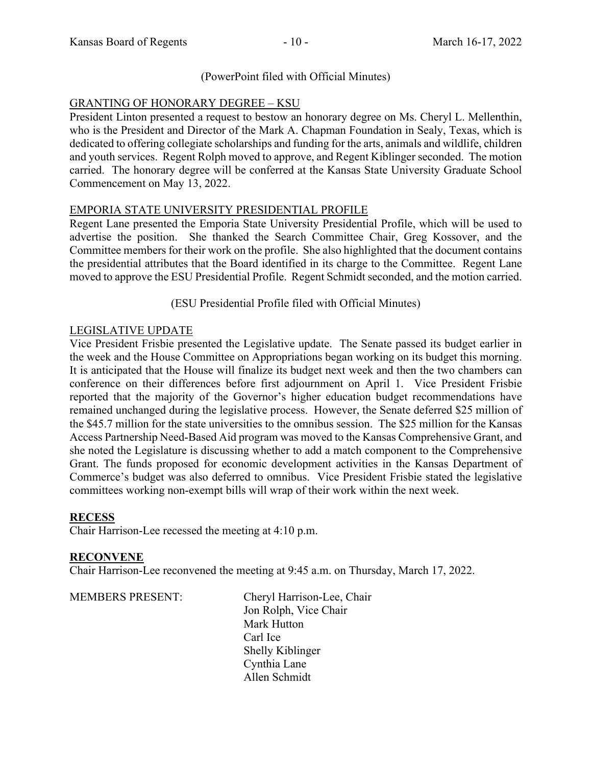(PowerPoint filed with Official Minutes)

GRANTING OF HONORARY DEGREE – KSU

President Linton presented a request to bestow an honorary degree on Ms. Cheryl L. Mellenthin, who is the President and Director of the Mark A. Chapman Foundation in Sealy, Texas, which is dedicated to offering collegiate scholarships and funding for the arts, animals and wildlife, children and youth services. Regent Rolph moved to approve, and Regent Kiblinger seconded. The motion carried. The honorary degree will be conferred at the Kansas State University Graduate School Commencement on May 13, 2022.

EMPORIA STATE UNIVERSITY PRESIDENTIAL PROFILE

Regent Lane presented the Emporia State University Presidential Profile, which will be used to advertise the position. She thanked the Search Committee Chair, Greg Kossover, and the Committee members for their work on the profile. She also highlighted that the document contains the presidential attributes that the Board identified in its charge to the Committee. Regent Lane moved to approve the ESU Presidential Profile. Regent Schmidt seconded, and the motion carried.

(ESU Presidential Profile filed with Official Minutes)

LEGISLATIVE UPDATE

Vice President Frisbie presented the Legislative update. The Senate passed its budget earlier in the week and the House Committee on Appropriations began working on its budget this morning. It is anticipated that the House will finalize its budget next week and then the two chambers can conference on their differences before first adjournment on April 1. Vice President Frisbie reported that the majority of the Governor's higher education budget recommendations have remained unchanged during the legislative process. However, the Senate deferred $25 million of the $45.7 million for the state universities to the omnibus session. The $25 million for the Kansas Access Partnership Need-Based Aid program was moved to the Kansas Comprehensive Grant, and she noted the Legislature is discussing whether to add a match component to the Comprehensive Grant. The funds proposed for economic development activities in the Kansas Department of Commerce's budget was also deferred to omnibus. Vice President Frisbie stated the legislative committees working non-exempt bills will wrap of their work within the next week.

**RECESS**

Chair Harrison-Lee recessed the meeting at 4:10 p.m.

**RECONVENE**

Chair Harrison-Lee reconvened the meeting at 9:45 a.m. on Thursday, March 17, 2022.

MEMBERS PRESENT:
Cheryl Harrison-Lee, Chair
Jon Rolph, Vice Chair
Mark Hutton
Carl Ice
Shelly Kiblinger
Cynthia Lane
Allen Schmidt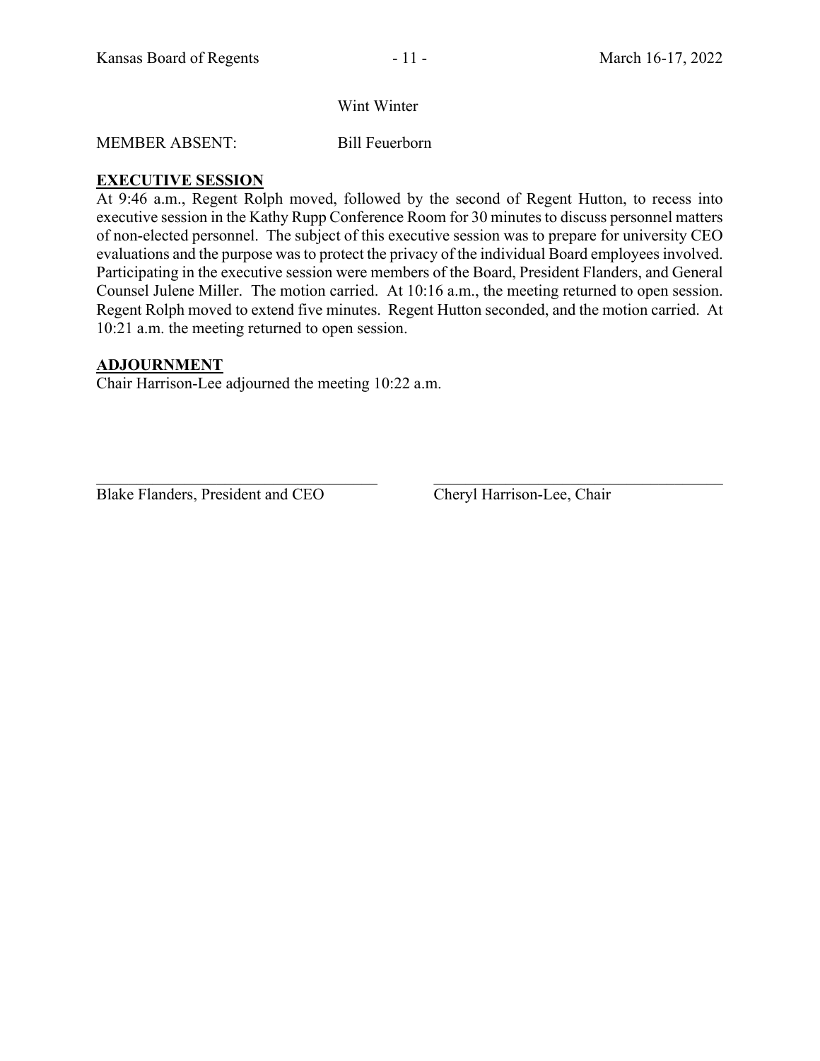Wint Winter

MEMBER ABSENT: Bill Feuerborn

## EXECUTIVE SESSION

At 9:46 a.m., Regent Rolph moved, followed by the second of Regent Hutton, to recess into executive session in the Kathy Rupp Conference Room for 30 minutes to discuss personnel matters of non-elected personnel. The subject of this executive session was to prepare for university CEO evaluations and the purpose was to protect the privacy of the individual Board employees involved. Participating in the executive session were members of the Board, President Flanders, and General Counsel Julene Miller. The motion carried. At 10:16 a.m., the meeting returned to open session. Regent Rolph moved to extend five minutes. Regent Hutton seconded, and the motion carried. At 10:21 a.m. the meeting returned to open session.

## ADJOURNMENT

Chair Harrison-Lee adjourned the meeting 10:22 a.m.

\_\_\_\_\_\_\_\_\_\_\_\_\_\_\_\_\_\_\_\_\_\_\_\_\_\_\_\_\_\_\_\_\_\_\_\_
Blake Flanders, President and CEO

\_\_\_\_\_\_\_\_\_\_\_\_\_\_\_\_\_\_\_\_\_\_\_\_\_\_\_\_\_\_\_\_\_\_\_\_
Cheryl Harrison-Lee, Chair